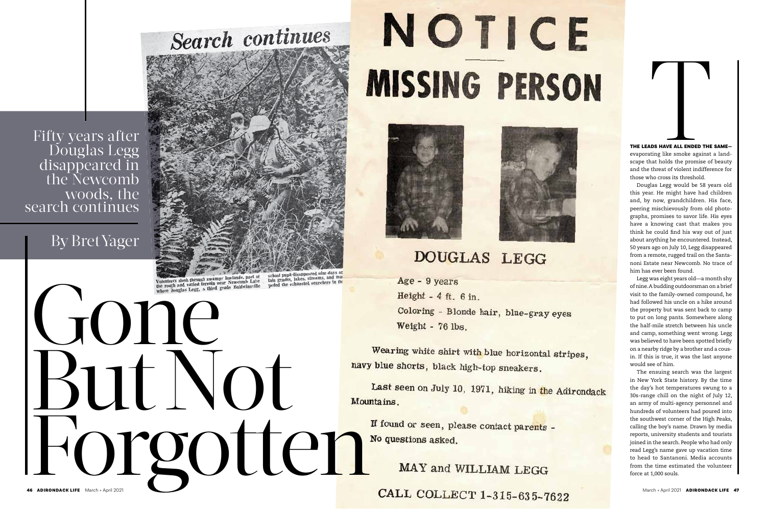# Gone But Not Forgotten

Fifty years after Douglas Legg disappeared in the Newcomb woods, the search continues

By Bret Yager

## Search continues

Volunteers slosh through swampy lowlands, part of the rough and varied terrain near Newcomb Lake where Douglas Legg, a third grade Baldwinsville school pupil disappeared nine days ago... tain grades, lakes, streams, and ma... peded the exhausted searchers in the...

# NOTICE

## MISSING PERSON

### DOUGLAS LEGG

Age - 9 years

Height - 4 ft. 6 in.

Coloring - Blonde hair, blue-gray eyes

Weight - 76 lbs.

Wearing white shirt with blue horizontal stripes, navy blue shorts, black high-top sneakers.

Last seen on July 10, 1971, hiking in the Adirondack Mountains.

If found or seen, please contact parents - No questions asked.

MAY and WILLIAM LEGG

CALL COLLECT 1-315-635-7622

---

**THE LEADS HAVE ALL ENDED THE SAME—** evaporating like smoke against a landscape that holds the promise of beauty and the threat of violent indifference for those who cross its threshold.

Douglas Legg would be 58 years old this year. He might have had children and, by now, grandchildren. His face, peering mischievously from old photographs, promises to savor life. His eyes have a knowing cast that makes you think he could find his way out of just about anything he encountered. Instead, 50 years ago on July 10, Legg disappeared from a remote, rugged trail on the Santanoni Estate near Newcomb. No trace of him has ever been found.

Legg was eight years old—a month shy of nine. A budding outdoorsman on a brief visit to the family-owned compound, he had followed his uncle on a hike around the property but was sent back to camp to put on long pants. Somewhere along the half-mile stretch between his uncle and camp, something went wrong. Legg was believed to have been spotted briefly on a nearby ridge by a brother and a cousin. If this is true, it was the last anyone would see of him.

The ensuing search was the largest in New York State history. By the time the day's hot temperatures swung to a 30s-range chill on the night of July 12, an army of multi-agency personnel and hundreds of volunteers had poured into the southwest corner of the High Peaks, calling the boy's name. Drawn by media reports, university students and tourists joined in the search. People who had only read Legg's name gave up vacation time to head to Santanoni. Media accounts from the time estimated the volunteer force at 1,000 souls.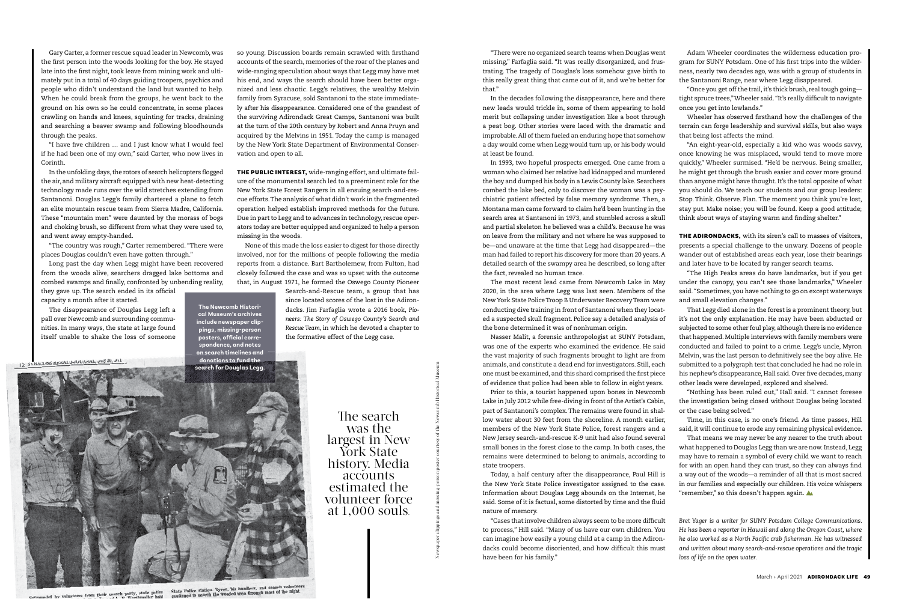Gary Carter, a former rescue squad leader in Newcomb, was the first person into the woods looking for the boy. He stayed late into the first night, took leave from mining work and ultimately put in a total of 40 days guiding troopers, psychics and people who didn't understand the land but wanted to help. When he could break from the groups, he went back to the ground on his own so he could concentrate, in some places crawling on hands and knees, squinting for tracks, draining and searching a beaver swamp and following bloodhounds through the peaks.

"I have five children … and I just know what I would feel if he had been one of my own," said Carter, who now lives in Corinth.

In the unfolding days, the rotors of search helicopters flogged the air, and military aircraft equipped with new heat-detecting technology made runs over the wild stretches extending from Santanoni. Douglas Legg's family chartered a plane to fetch an elite mountain rescue team from Sierra Madre, California. These "mountain men" were daunted by the morass of bogs and choking brush, so different from what they were used to, and went away empty-handed.

"The country was rough," Carter remembered. "There were places Douglas couldn't even have gotten through."

Long past the day when Legg might have been recovered from the woods alive, searchers dragged lake bottoms and combed swamps and finally, confronted by unbending reality, they gave up. The search ended in its official capacity a month after it started.

The disappearance of Douglas Legg left a pall over Newcomb and surrounding communities. In many ways, the state at large found itself unable to shake the loss of someone so young. Discussion boards remain scrawled with firsthand accounts of the search, memories of the roar of the planes and wide-ranging speculation about ways that Legg may have met his end, and ways the search should have been better organized and less chaotic. Legg's relatives, the wealthy Melvin family from Syracuse, sold Santanoni to the state immediately after his disappearance. Considered one of the grandest of the surviving Adirondack Great Camps, Santanoni was built at the turn of the 20th century by Robert and Anna Pruyn and acquired by the Melvins in 1951. Today the camp is managed by the New York State Department of Environmental Conservation and open to all.

**THE PUBLIC INTEREST,** wide-ranging effort, and ultimate failure of the monumental search led to a preeminent role for the New York State Forest Rangers in all ensuing search-and-rescue efforts. The analysis of what didn't work in the fragmented operation helped establish improved methods for the future. Due in part to Legg and to advances in technology, rescue operators today are better equipped and organized to help a person missing in the woods.

None of this made the loss easier to digest for those directly involved, nor for the millions of people following the media reports from a distance. Bart Bartholemew, from Fulton, had closely followed the case and was so upset with the outcome that, in August 1971, he formed the Oswego County Pioneer Search-and-Rescue team, a group that has since located scores of the lost in the Adirondacks. Jim Farfaglia wrote a 2016 book, *Pioneers: The Story of Oswego County's Search and Rescue Team*, in which he devoted a chapter to the formative effect of the Legg case.

**The Newcomb Historical Museum's archives include newspaper clippings, missing-person posters, official correspondence, and notes on search timelines and donations to fund the search for Douglas Legg.**

The search was the largest in New York State history. Media accounts estimated the volunteer force at 1,000 souls.

Newspaper clippings and missing person poster courtesy of the Newcomb Historical Museum

"There were no organized search teams when Douglas went missing," Farfaglia said. "It was really disorganized, and frustrating. The tragedy of Douglas's loss somehow gave birth to this really great thing that came out of it, and we're better for that."

In the decades following the disappearance, here and there new leads would trickle in, some of them appearing to hold merit but collapsing under investigation like a boot through a peat bog. Other stories were laced with the dramatic and improbable. All of them fueled an enduring hope that somehow a day would come when Legg would turn up, or his body would at least be found.

In 1993, two hopeful prospects emerged. One came from a woman who claimed her relative had kidnapped and murdered the boy and dumped his body in a Lewis County lake. Searchers combed the lake bed, only to discover the woman was a psychiatric patient affected by false memory syndrome. Then, a Montana man came forward to claim he'd been hunting in the search area at Santanoni in 1973, and stumbled across a skull and partial skeleton he believed was a child's. Because he was on leave from the military and not where he was supposed to be—and unaware at the time that Legg had disappeared—the man had failed to report his discovery for more than 20 years. A detailed search of the swampy area he described, so long after the fact, revealed no human trace.

The most recent lead came from Newcomb Lake in May 2020, in the area where Legg was last seen. Members of the New York State Police Troop B Underwater Recovery Team were conducting dive training in front of Santanoni when they located a suspected skull fragment. Police say a detailed analysis of the bone determined it was of nonhuman origin.

Nasser Malit, a forensic anthropologist at SUNY Potsdam, was one of the experts who examined the evidence. He said the vast majority of such fragments brought to light are from animals, and constitute a dead end for investigators. Still, each one must be examined, and this shard comprised the first piece of evidence that police had been able to follow in eight years.

Prior to this, a tourist happened upon bones in Newcomb Lake in July 2012 while free-diving in front of the Artist's Cabin, part of Santanoni's complex. The remains were found in shallow water about 30 feet from the shoreline. A month earlier, members of the New York State Police, forest rangers and a New Jersey search-and-rescue K-9 unit had also found several small bones in the forest close to the camp. In both cases, the remains were determined to belong to animals, according to state troopers.

Today, a half century after the disappearance, Paul Hill is the New York State Police investigator assigned to the case. Information about Douglas Legg abounds on the Internet, he said. Some of it is factual, some distorted by time and the fluid nature of memory.

"Cases that involve children always seem to be more difficult to process," Hill said. "Many of us have our own children. You can imagine how easily a young child at a camp in the Adirondacks could become disoriented, and how difficult this must have been for his family."

Adam Wheeler coordinates the wilderness education program for SUNY Potsdam. One of his first trips into the wilderness, nearly two decades ago, was with a group of students in the Santanoni Range, near where Legg disappeared.

"Once you get off the trail, it's thick brush, real tough going—tight spruce trees," Wheeler said. "It's really difficult to navigate once you get into lowlands."

Wheeler has observed firsthand how the challenges of the terrain can forge leadership and survival skills, but also ways that being lost affects the mind.

"An eight-year-old, especially a kid who was woods savvy, once knowing he was misplaced, would tend to move more quickly," Wheeler surmised. "He'd be nervous. Being smaller, he might get through the brush easier and cover more ground than anyone might have thought. It's the total opposite of what you should do. We teach our students and our group leaders: Stop. Think. Observe. Plan. The moment you think you're lost, stay put. Make noise; you will be found. Keep a good attitude; think about ways of staying warm and finding shelter."

**THE ADIRONDACKS,** with its siren's call to masses of visitors, presents a special challenge to the unwary. Dozens of people wander out of established areas each year, lose their bearings and later have to be located by ranger search teams.

"The High Peaks areas do have landmarks, but if you get under the canopy, you can't see those landmarks," Wheeler said. "Sometimes, you have nothing to go on except waterways and small elevation changes."

That Legg died alone in the forest is a prominent theory, but it's not the only explanation. He may have been abducted or subjected to some other foul play, although there is no evidence that happened. Multiple interviews with family members were conducted and failed to point to a crime. Legg's uncle, Myron Melvin, was the last person to definitively see the boy alive. He submitted to a polygraph test that concluded he had no role in his nephew's disappearance, Hall said. Over five decades, many other leads were developed, explored and shelved.

"Nothing has been ruled out," Hall said. "I cannot foresee the investigation being closed without Douglas being located or the case being solved."

Time, in this case, is no one's friend. As time passes, Hill said, it will continue to erode any remaining physical evidence.

That means we may never be any nearer to the truth about what happened to Douglas Legg than we are now. Instead, Legg may have to remain a symbol of every child we want to reach for with an open hand they can trust, so they can always find a way out of the woods—a reminder of all that is most sacred in our families and especially our children. His voice whispers "remember," so this doesn't happen again.

*Bret Yager is a writer for SUNY Potsdam College Communications. He has been a reporter in Hawaii and along the Oregon Coast, where he also worked as a North Pacific crab fisherman. He has witnessed and written about many search-and-rescue operations and the tragic loss of life on the open water.*